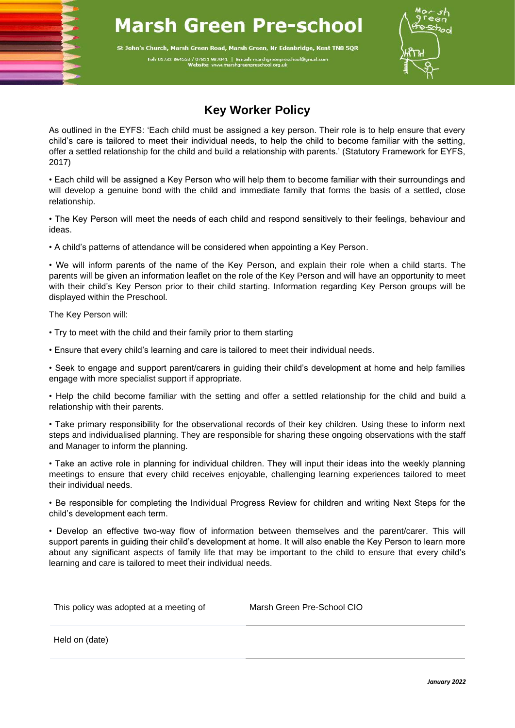# Marsh Green Pre-school

St John's Church, Marsh Green Road, Marsh Green, Nr Edenbridge, Kent TN8 5QR

Tel: 01732 864553 / 07811 987041 | Email: marshgreenpreschool@gmail.com
Website: www.marshgreenpreschool.org.uk

## Key Worker Policy

As outlined in the EYFS: 'Each child must be assigned a key person. Their role is to help ensure that every child's care is tailored to meet their individual needs, to help the child to become familiar with the setting, offer a settled relationship for the child and build a relationship with parents.' (Statutory Framework for EYFS, 2017)

• Each child will be assigned a Key Person who will help them to become familiar with their surroundings and will develop a genuine bond with the child and immediate family that forms the basis of a settled, close relationship.

• The Key Person will meet the needs of each child and respond sensitively to their feelings, behaviour and ideas.

• A child's patterns of attendance will be considered when appointing a Key Person.

• We will inform parents of the name of the Key Person, and explain their role when a child starts. The parents will be given an information leaflet on the role of the Key Person and will have an opportunity to meet with their child's Key Person prior to their child starting. Information regarding Key Person groups will be displayed within the Preschool.

The Key Person will:

• Try to meet with the child and their family prior to them starting

• Ensure that every child's learning and care is tailored to meet their individual needs.

• Seek to engage and support parent/carers in guiding their child's development at home and help families engage with more specialist support if appropriate.

• Help the child become familiar with the setting and offer a settled relationship for the child and build a relationship with their parents.

• Take primary responsibility for the observational records of their key children. Using these to inform next steps and individualised planning. They are responsible for sharing these ongoing observations with the staff and Manager to inform the planning.

• Take an active role in planning for individual children. They will input their ideas into the weekly planning meetings to ensure that every child receives enjoyable, challenging learning experiences tailored to meet their individual needs.

• Be responsible for completing the Individual Progress Review for children and writing Next Steps for the child's development each term.

• Develop an effective two-way flow of information between themselves and the parent/carer. This will support parents in guiding their child's development at home. It will also enable the Key Person to learn more about any significant aspects of family life that may be important to the child to ensure that every child's learning and care is tailored to meet their individual needs.

| | |
|---|---|
| This policy was adopted at a meeting of | Marsh Green Pre-School CIO |
| Held on (date) | |

*January 2022*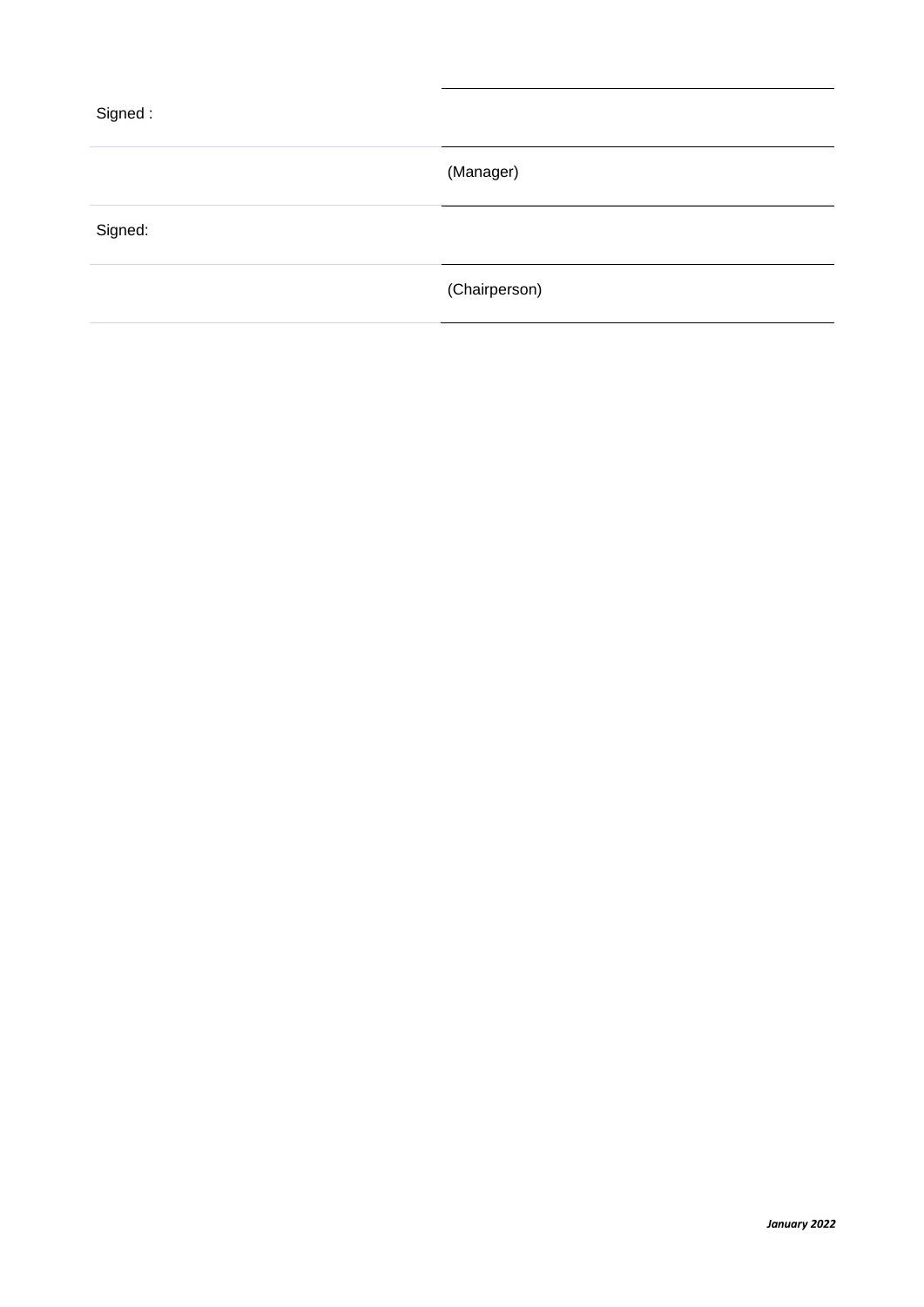| | |
|---|---|
| Signed : | |
| | (Manager) |
| Signed: | |
| | (Chairperson) |

***January 2022***